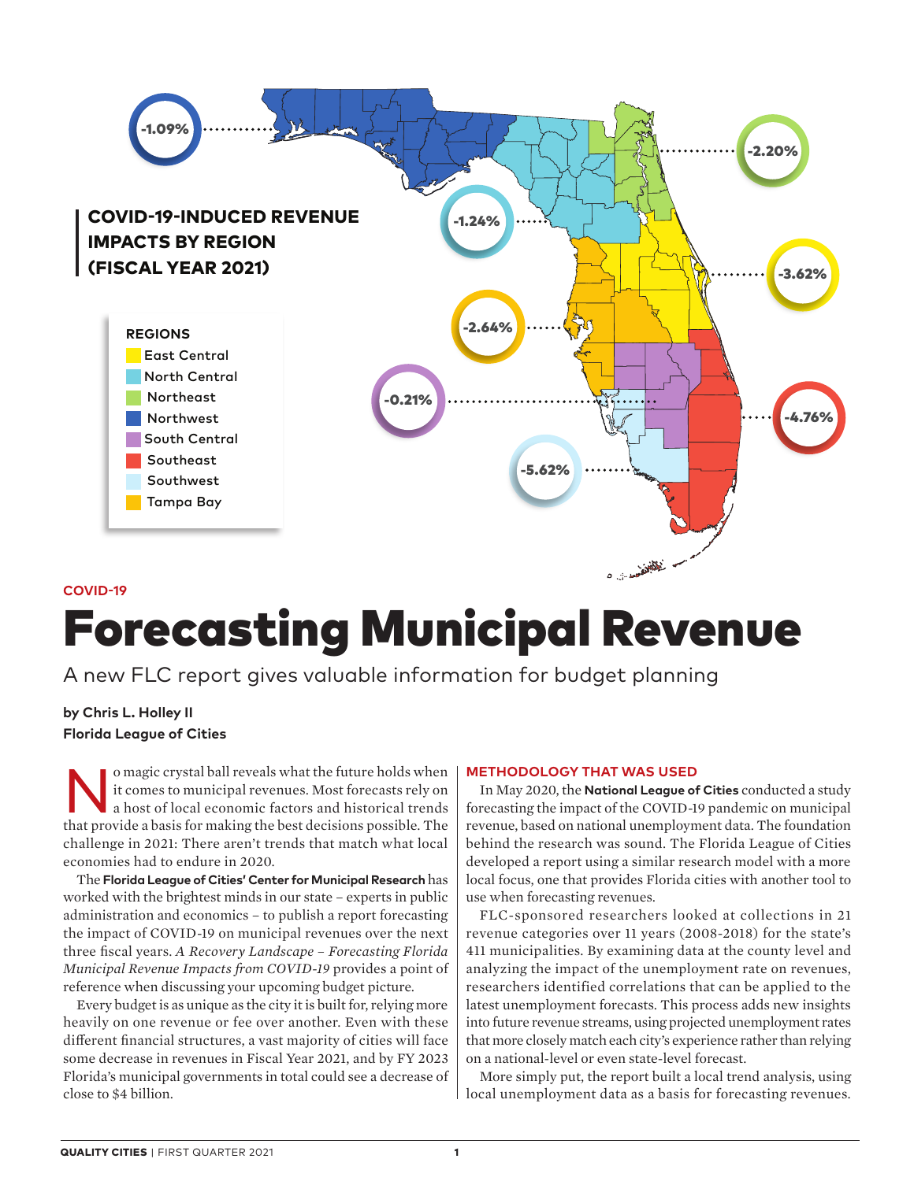## COVID-19-INDUCED REVENUE IMPACTS BY REGION (FISCAL YEAR 2021)

| Region | Impact |
| --- | --- |
| Northwest | -1.09% |
| North Central | -1.24% |
| Northeast | -2.20% |
| East Central | -3.62% |
| Tampa Bay | -2.64% |
| South Central | -0.21% |
| Southeast | -4.76% |
| Southwest | -5.62% |

COVID-19

# Forecasting Municipal Revenue

A new FLC report gives valuable information for budget planning

**by Chris L. Holley II**
**Florida League of Cities**

No magic crystal ball reveals what the future holds when it comes to municipal revenues. Most forecasts rely on a host of local economic factors and historical trends that provide a basis for making the best decisions possible. The challenge in 2021: There aren't trends that match what local economies had to endure in 2020.

The **Florida League of Cities' Center for Municipal Research** has worked with the brightest minds in our state – experts in public administration and economics – to publish a report forecasting the impact of COVID-19 on municipal revenues over the next three fiscal years. *A Recovery Landscape – Forecasting Florida Municipal Revenue Impacts from COVID-19* provides a point of reference when discussing your upcoming budget picture.

Every budget is as unique as the city it is built for, relying more heavily on one revenue or fee over another. Even with these different financial structures, a vast majority of cities will face some decrease in revenues in Fiscal Year 2021, and by FY 2023 Florida's municipal governments in total could see a decrease of close to $4 billion.

## METHODOLOGY THAT WAS USED

In May 2020, the **National League of Cities** conducted a study forecasting the impact of the COVID-19 pandemic on municipal revenue, based on national unemployment data. The foundation behind the research was sound. The Florida League of Cities developed a report using a similar research model with a more local focus, one that provides Florida cities with another tool to use when forecasting revenues.

FLC-sponsored researchers looked at collections in 21 revenue categories over 11 years (2008-2018) for the state's 411 municipalities. By examining data at the county level and analyzing the impact of the unemployment rate on revenues, researchers identified correlations that can be applied to the latest unemployment forecasts. This process adds new insights into future revenue streams, using projected unemployment rates that more closely match each city's experience rather than relying on a national-level or even state-level forecast.

More simply put, the report built a local trend analysis, using local unemployment data as a basis for forecasting revenues.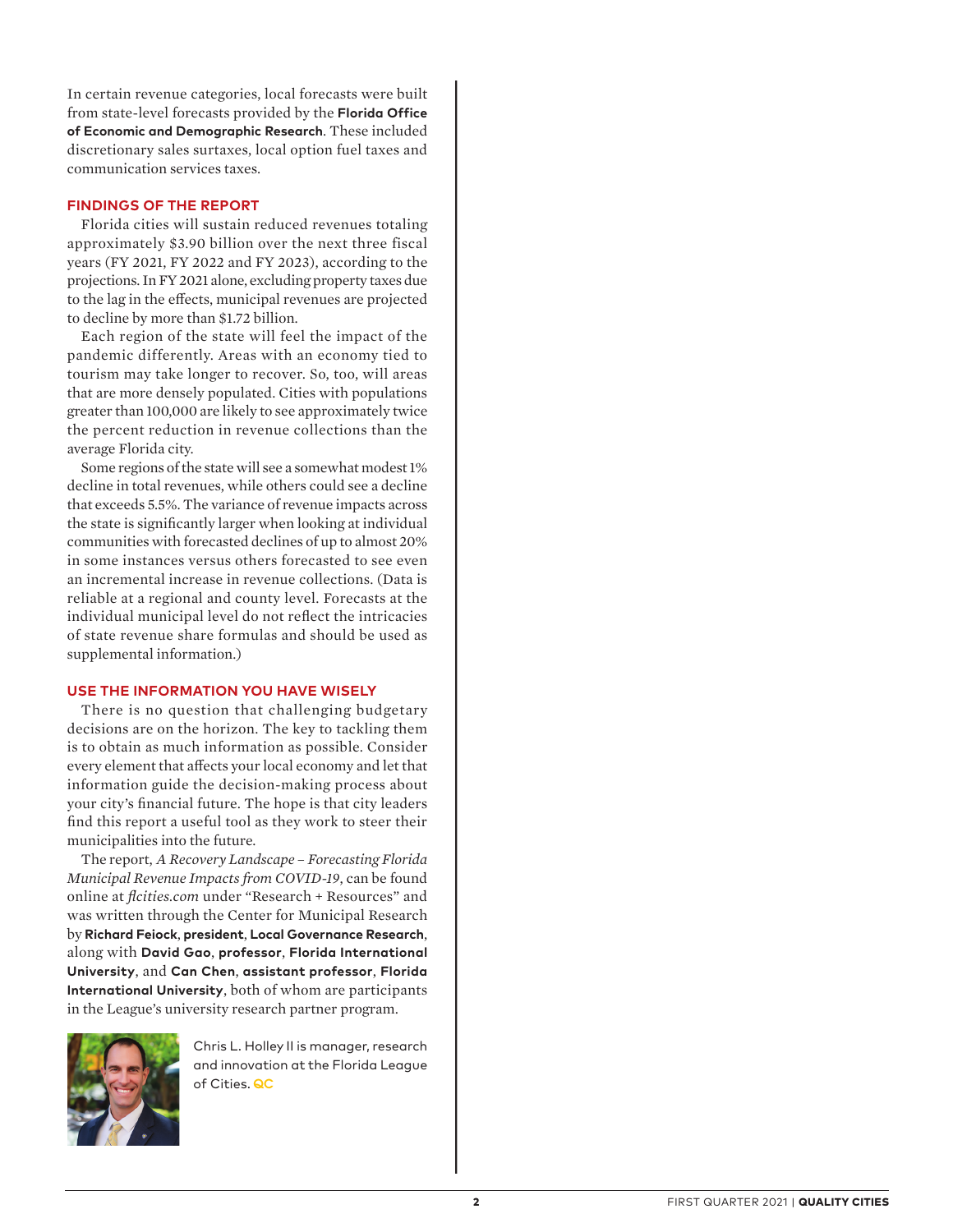In certain revenue categories, local forecasts were built from state-level forecasts provided by the **Florida Office of Economic and Demographic Research**. These included discretionary sales surtaxes, local option fuel taxes and communication services taxes.

## FINDINGS OF THE REPORT

Florida cities will sustain reduced revenues totaling approximately $3.90 billion over the next three fiscal years (FY 2021, FY 2022 and FY 2023), according to the projections. In FY 2021 alone, excluding property taxes due to the lag in the effects, municipal revenues are projected to decline by more than $1.72 billion.

Each region of the state will feel the impact of the pandemic differently. Areas with an economy tied to tourism may take longer to recover. So, too, will areas that are more densely populated. Cities with populations greater than 100,000 are likely to see approximately twice the percent reduction in revenue collections than the average Florida city.

Some regions of the state will see a somewhat modest 1% decline in total revenues, while others could see a decline that exceeds 5.5%. The variance of revenue impacts across the state is significantly larger when looking at individual communities with forecasted declines of up to almost 20% in some instances versus others forecasted to see even an incremental increase in revenue collections. (Data is reliable at a regional and county level. Forecasts at the individual municipal level do not reflect the intricacies of state revenue share formulas and should be used as supplemental information.)

## USE THE INFORMATION YOU HAVE WISELY

There is no question that challenging budgetary decisions are on the horizon. The key to tackling them is to obtain as much information as possible. Consider every element that affects your local economy and let that information guide the decision-making process about your city's financial future. The hope is that city leaders find this report a useful tool as they work to steer their municipalities into the future.

The report, *A Recovery Landscape – Forecasting Florida Municipal Revenue Impacts from COVID-19*, can be found online at *flcities.com* under "Research + Resources" and was written through the Center for Municipal Research by **Richard Feiock**, **president**, **Local Governance Research**, along with **David Gao**, **professor**, **Florida International University**, and **Can Chen**, **assistant professor**, **Florida International University**, both of whom are participants in the League's university research partner program.

Chris L. Holley II is manager, research and innovation at the Florida League of Cities. QC